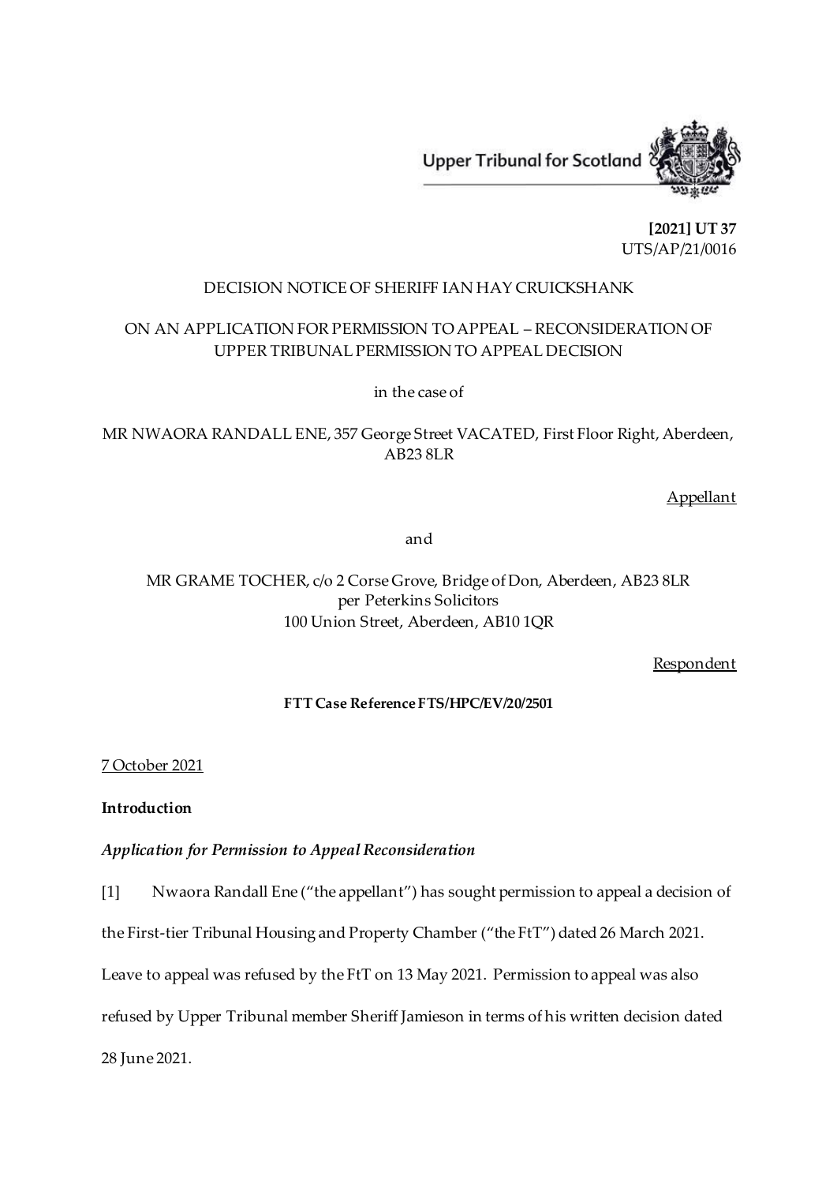Upper Tribunal for Scotland

**[2021] UT 37**
UTS/AP/21/0016

DECISION NOTICE OF SHERIFF IAN HAY CRUICKSHANK

ON AN APPLICATION FOR PERMISSION TO APPEAL – RECONSIDERATION OF UPPER TRIBUNAL PERMISSION TO APPEAL DECISION

in the case of

MR NWAORA RANDALL ENE, 357 George Street VACATED, First Floor Right, Aberdeen, AB23 8LR

Appellant

and

MR GRAME TOCHER, c/o 2 Corse Grove, Bridge of Don, Aberdeen, AB23 8LR
per Peterkins Solicitors
100 Union Street, Aberdeen, AB10 1QR

Respondent

**FTT Case Reference FTS/HPC/EV/20/2501**

7 October 2021

**Introduction**

***Application for Permission to Appeal Reconsideration***

[1] Nwaora Randall Ene ("the appellant") has sought permission to appeal a decision of the First-tier Tribunal Housing and Property Chamber ("the FtT") dated 26 March 2021. Leave to appeal was refused by the FtT on 13 May 2021. Permission to appeal was also refused by Upper Tribunal member Sheriff Jamieson in terms of his written decision dated 28 June 2021.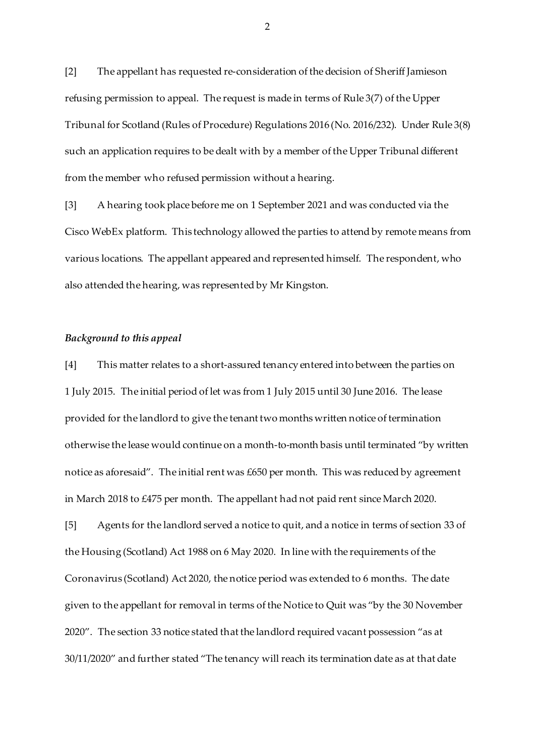[2] The appellant has requested re-consideration of the decision of Sheriff Jamieson refusing permission to appeal. The request is made in terms of Rule 3(7) of the Upper Tribunal for Scotland (Rules of Procedure) Regulations 2016 (No. 2016/232). Under Rule 3(8) such an application requires to be dealt with by a member of the Upper Tribunal different from the member who refused permission without a hearing.

[3] A hearing took place before me on 1 September 2021 and was conducted via the Cisco WebEx platform. This technology allowed the parties to attend by remote means from various locations. The appellant appeared and represented himself. The respondent, who also attended the hearing, was represented by Mr Kingston.

### *Background to this appeal*

[4] This matter relates to a short-assured tenancy entered into between the parties on 1 July 2015. The initial period of let was from 1 July 2015 until 30 June 2016. The lease provided for the landlord to give the tenant two months written notice of termination otherwise the lease would continue on a month-to-month basis until terminated "by written notice as aforesaid". The initial rent was £650 per month. This was reduced by agreement in March 2018 to £475 per month. The appellant had not paid rent since March 2020.

[5] Agents for the landlord served a notice to quit, and a notice in terms of section 33 of the Housing (Scotland) Act 1988 on 6 May 2020. In line with the requirements of the Coronavirus (Scotland) Act 2020, the notice period was extended to 6 months. The date given to the appellant for removal in terms of the Notice to Quit was "by the 30 November 2020". The section 33 notice stated that the landlord required vacant possession "as at 30/11/2020" and further stated "The tenancy will reach its termination date as at that date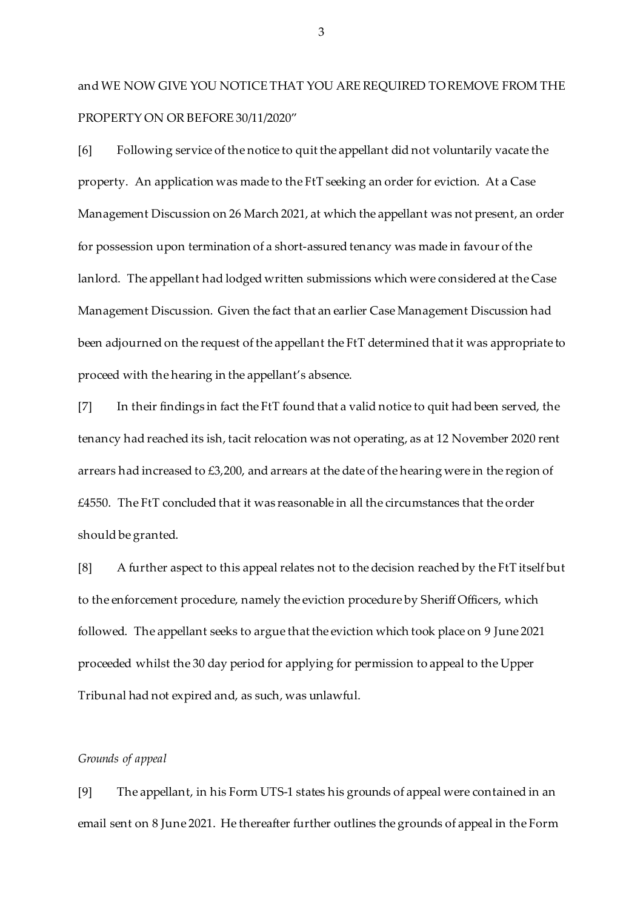and WE NOW GIVE YOU NOTICE THAT YOU ARE REQUIRED TO REMOVE FROM THE PROPERTY ON OR BEFORE 30/11/2020"

[6] Following service of the notice to quit the appellant did not voluntarily vacate the property. An application was made to the FtT seeking an order for eviction. At a Case Management Discussion on 26 March 2021, at which the appellant was not present, an order for possession upon termination of a short-assured tenancy was made in favour of the lanlord. The appellant had lodged written submissions which were considered at the Case Management Discussion. Given the fact that an earlier Case Management Discussion had been adjourned on the request of the appellant the FtT determined that it was appropriate to proceed with the hearing in the appellant's absence.

[7] In their findings in fact the FtT found that a valid notice to quit had been served, the tenancy had reached its ish, tacit relocation was not operating, as at 12 November 2020 rent arrears had increased to £3,200, and arrears at the date of the hearing were in the region of £4550. The FtT concluded that it was reasonable in all the circumstances that the order should be granted.

[8] A further aspect to this appeal relates not to the decision reached by the FtT itself but to the enforcement procedure, namely the eviction procedure by Sheriff Officers, which followed. The appellant seeks to argue that the eviction which took place on 9 June 2021 proceeded whilst the 30 day period for applying for permission to appeal to the Upper Tribunal had not expired and, as such, was unlawful.

*Grounds of appeal*

[9] The appellant, in his Form UTS-1 states his grounds of appeal were contained in an email sent on 8 June 2021. He thereafter further outlines the grounds of appeal in the Form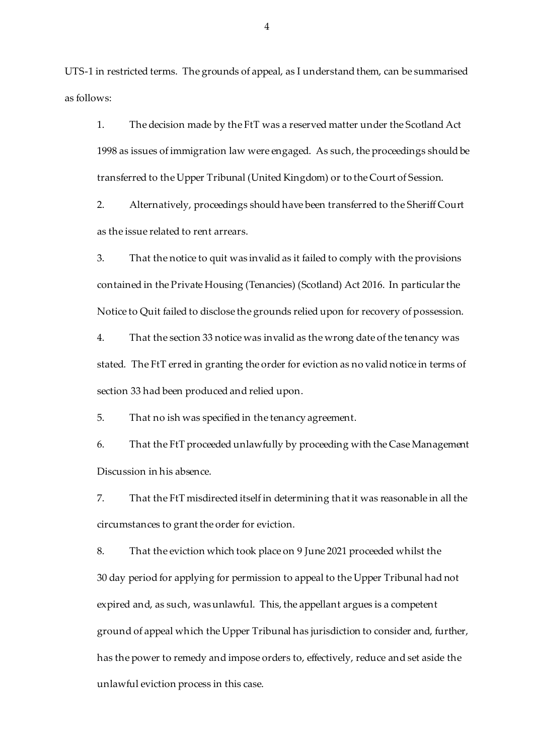UTS-1 in restricted terms. The grounds of appeal, as I understand them, can be summarised as follows:

1. The decision made by the FtT was a reserved matter under the Scotland Act 1998 as issues of immigration law were engaged. As such, the proceedings should be transferred to the Upper Tribunal (United Kingdom) or to the Court of Session.

2. Alternatively, proceedings should have been transferred to the Sheriff Court as the issue related to rent arrears.

3. That the notice to quit was invalid as it failed to comply with the provisions contained in the Private Housing (Tenancies) (Scotland) Act 2016. In particular the Notice to Quit failed to disclose the grounds relied upon for recovery of possession.

4. That the section 33 notice was invalid as the wrong date of the tenancy was stated. The FtT erred in granting the order for eviction as no valid notice in terms of section 33 had been produced and relied upon.

5. That no ish was specified in the tenancy agreement.

6. That the FtT proceeded unlawfully by proceeding with the Case Management Discussion in his absence.

7. That the FtT misdirected itself in determining that it was reasonable in all the circumstances to grant the order for eviction.

8. That the eviction which took place on 9 June 2021 proceeded whilst the 30 day period for applying for permission to appeal to the Upper Tribunal had not expired and, as such, was unlawful. This, the appellant argues is a competent ground of appeal which the Upper Tribunal has jurisdiction to consider and, further, has the power to remedy and impose orders to, effectively, reduce and set aside the unlawful eviction process in this case.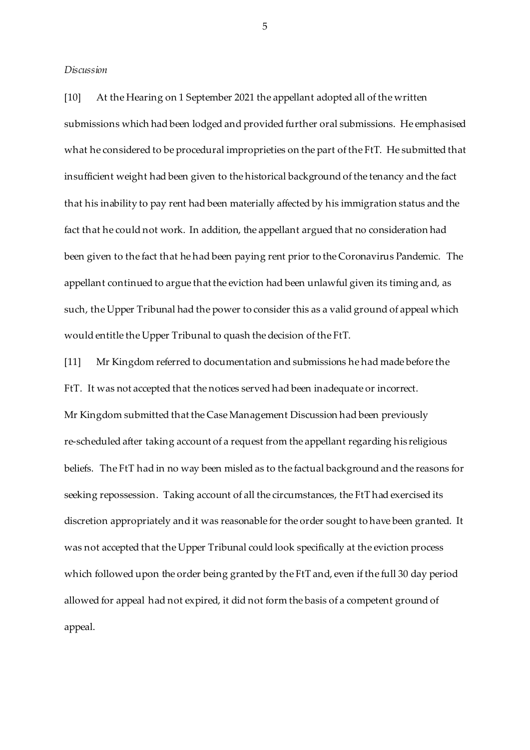*Discussion*

[10] At the Hearing on 1 September 2021 the appellant adopted all of the written submissions which had been lodged and provided further oral submissions. He emphasised what he considered to be procedural improprieties on the part of the FtT. He submitted that insufficient weight had been given to the historical background of the tenancy and the fact that his inability to pay rent had been materially affected by his immigration status and the fact that he could not work. In addition, the appellant argued that no consideration had been given to the fact that he had been paying rent prior to the Coronavirus Pandemic. The appellant continued to argue that the eviction had been unlawful given its timing and, as such, the Upper Tribunal had the power to consider this as a valid ground of appeal which would entitle the Upper Tribunal to quash the decision of the FtT.

[11] Mr Kingdom referred to documentation and submissions he had made before the FtT. It was not accepted that the notices served had been inadequate or incorrect. Mr Kingdom submitted that the Case Management Discussion had been previously re-scheduled after taking account of a request from the appellant regarding his religious beliefs. The FtT had in no way been misled as to the factual background and the reasons for seeking repossession. Taking account of all the circumstances, the FtT had exercised its discretion appropriately and it was reasonable for the order sought to have been granted. It was not accepted that the Upper Tribunal could look specifically at the eviction process which followed upon the order being granted by the FtT and, even if the full 30 day period allowed for appeal had not expired, it did not form the basis of a competent ground of appeal.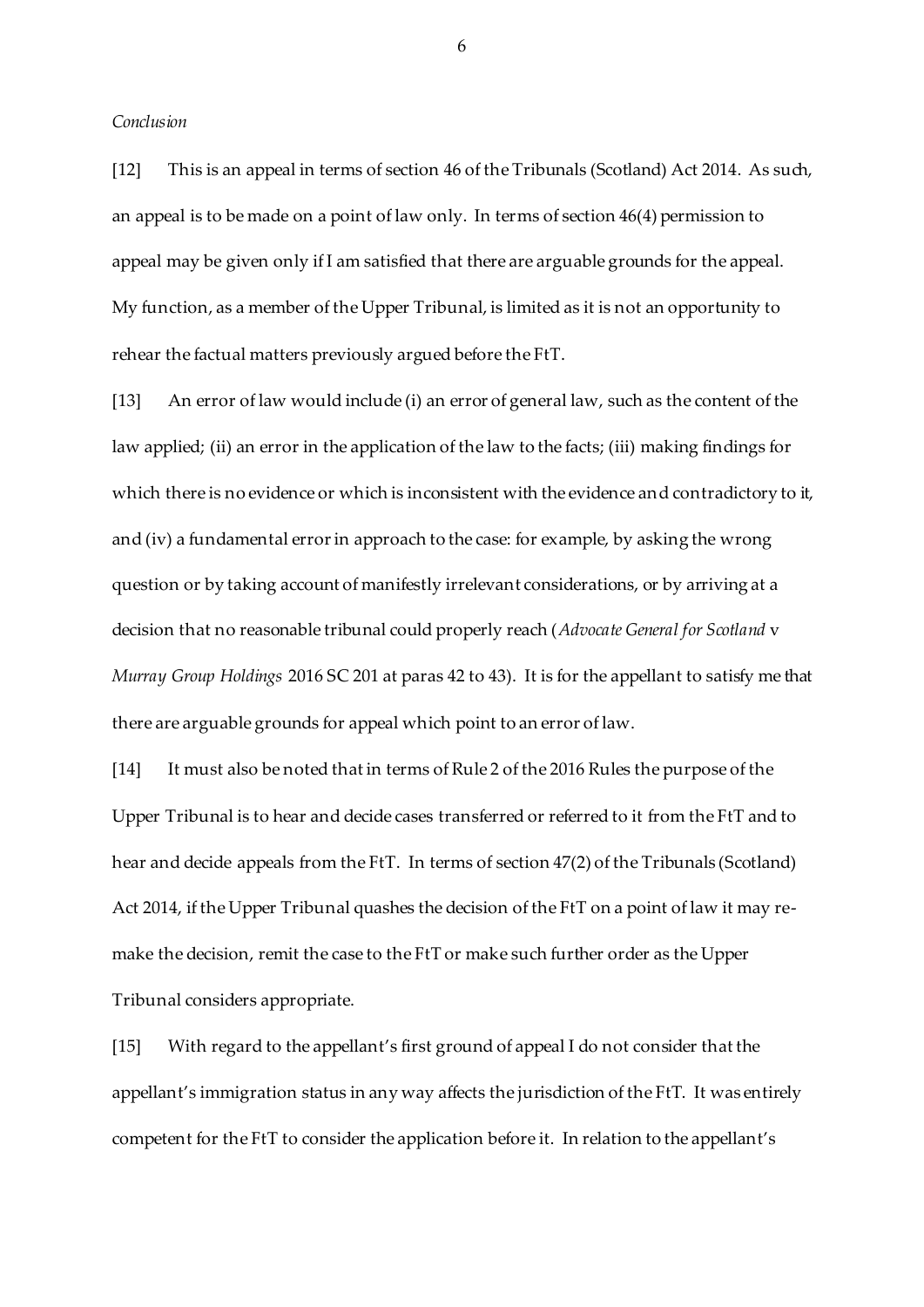*Conclusion*

[12] This is an appeal in terms of section 46 of the Tribunals (Scotland) Act 2014. As such, an appeal is to be made on a point of law only. In terms of section 46(4) permission to appeal may be given only if I am satisfied that there are arguable grounds for the appeal. My function, as a member of the Upper Tribunal, is limited as it is not an opportunity to rehear the factual matters previously argued before the FtT.

[13] An error of law would include (i) an error of general law, such as the content of the law applied; (ii) an error in the application of the law to the facts; (iii) making findings for which there is no evidence or which is inconsistent with the evidence and contradictory to it, and (iv) a fundamental error in approach to the case: for example, by asking the wrong question or by taking account of manifestly irrelevant considerations, or by arriving at a decision that no reasonable tribunal could properly reach (*Advocate General for Scotland* v *Murray Group Holdings* 2016 SC 201 at paras 42 to 43). It is for the appellant to satisfy me that there are arguable grounds for appeal which point to an error of law.

[14] It must also be noted that in terms of Rule 2 of the 2016 Rules the purpose of the Upper Tribunal is to hear and decide cases transferred or referred to it from the FtT and to hear and decide appeals from the FtT. In terms of section 47(2) of the Tribunals (Scotland) Act 2014, if the Upper Tribunal quashes the decision of the FtT on a point of law it may re-make the decision, remit the case to the FtT or make such further order as the Upper Tribunal considers appropriate.

[15] With regard to the appellant's first ground of appeal I do not consider that the appellant's immigration status in any way affects the jurisdiction of the FtT. It was entirely competent for the FtT to consider the application before it. In relation to the appellant's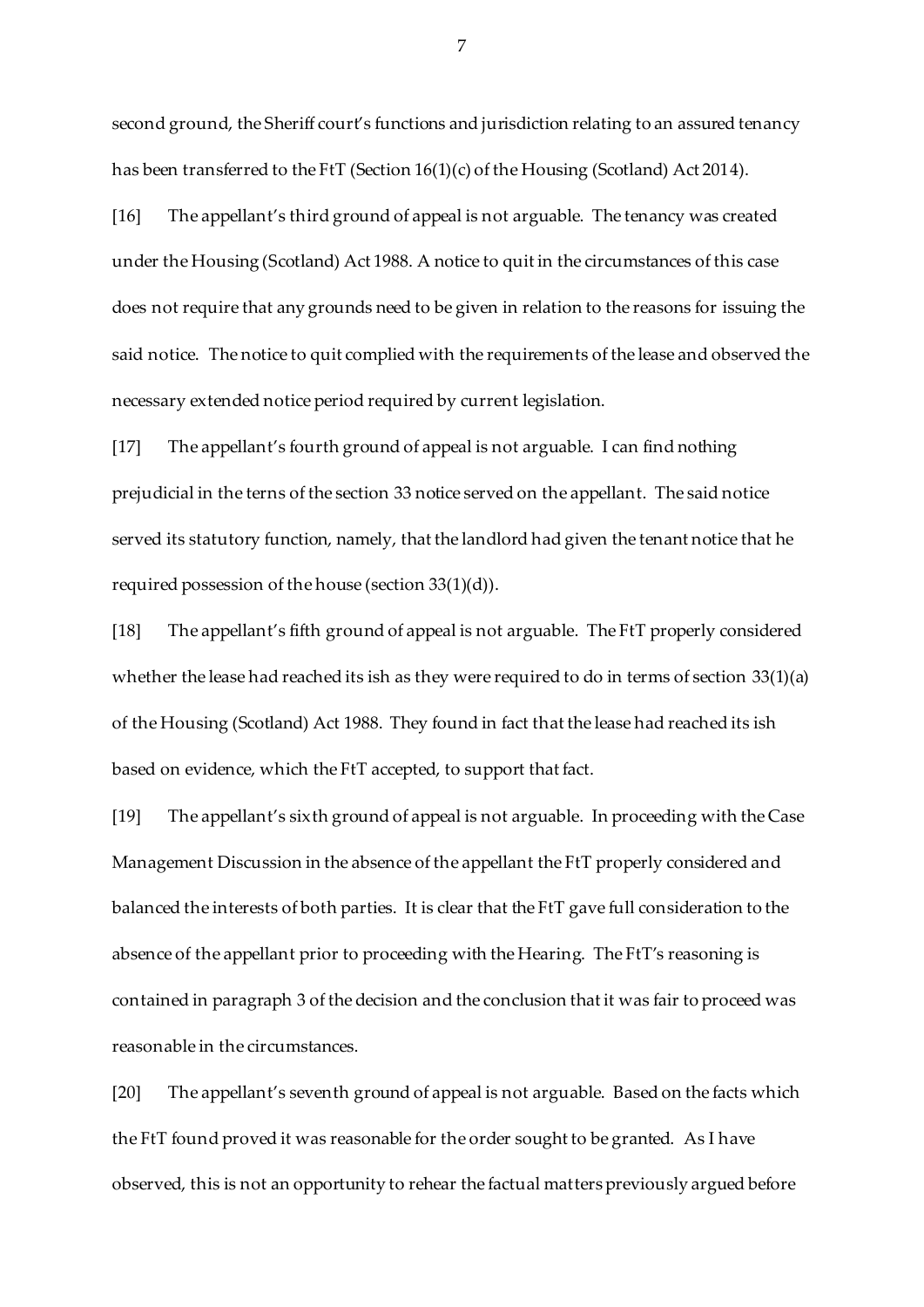second ground, the Sheriff court's functions and jurisdiction relating to an assured tenancy has been transferred to the FtT (Section 16(1)(c) of the Housing (Scotland) Act 2014).

[16] The appellant's third ground of appeal is not arguable. The tenancy was created under the Housing (Scotland) Act 1988. A notice to quit in the circumstances of this case does not require that any grounds need to be given in relation to the reasons for issuing the said notice. The notice to quit complied with the requirements of the lease and observed the necessary extended notice period required by current legislation.

[17] The appellant's fourth ground of appeal is not arguable. I can find nothing prejudicial in the terns of the section 33 notice served on the appellant. The said notice served its statutory function, namely, that the landlord had given the tenant notice that he required possession of the house (section 33(1)(d)).

[18] The appellant's fifth ground of appeal is not arguable. The FtT properly considered whether the lease had reached its ish as they were required to do in terms of section 33(1)(a) of the Housing (Scotland) Act 1988. They found in fact that the lease had reached its ish based on evidence, which the FtT accepted, to support that fact.

[19] The appellant's sixth ground of appeal is not arguable. In proceeding with the Case Management Discussion in the absence of the appellant the FtT properly considered and balanced the interests of both parties. It is clear that the FtT gave full consideration to the absence of the appellant prior to proceeding with the Hearing. The FtT's reasoning is contained in paragraph 3 of the decision and the conclusion that it was fair to proceed was reasonable in the circumstances.

[20] The appellant's seventh ground of appeal is not arguable. Based on the facts which the FtT found proved it was reasonable for the order sought to be granted. As I have observed, this is not an opportunity to rehear the factual matters previously argued before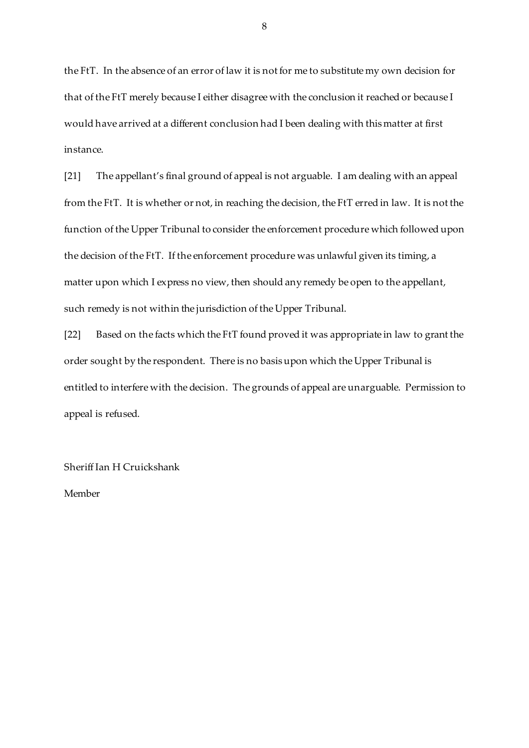the FtT. In the absence of an error of law it is not for me to substitute my own decision for that of the FtT merely because I either disagree with the conclusion it reached or because I would have arrived at a different conclusion had I been dealing with this matter at first instance.

[21] The appellant's final ground of appeal is not arguable. I am dealing with an appeal from the FtT. It is whether or not, in reaching the decision, the FtT erred in law. It is not the function of the Upper Tribunal to consider the enforcement procedure which followed upon the decision of the FtT. If the enforcement procedure was unlawful given its timing, a matter upon which I express no view, then should any remedy be open to the appellant, such remedy is not within the jurisdiction of the Upper Tribunal.

[22] Based on the facts which the FtT found proved it was appropriate in law to grant the order sought by the respondent. There is no basis upon which the Upper Tribunal is entitled to interfere with the decision. The grounds of appeal are unarguable. Permission to appeal is refused.

Sheriff Ian H Cruickshank

Member